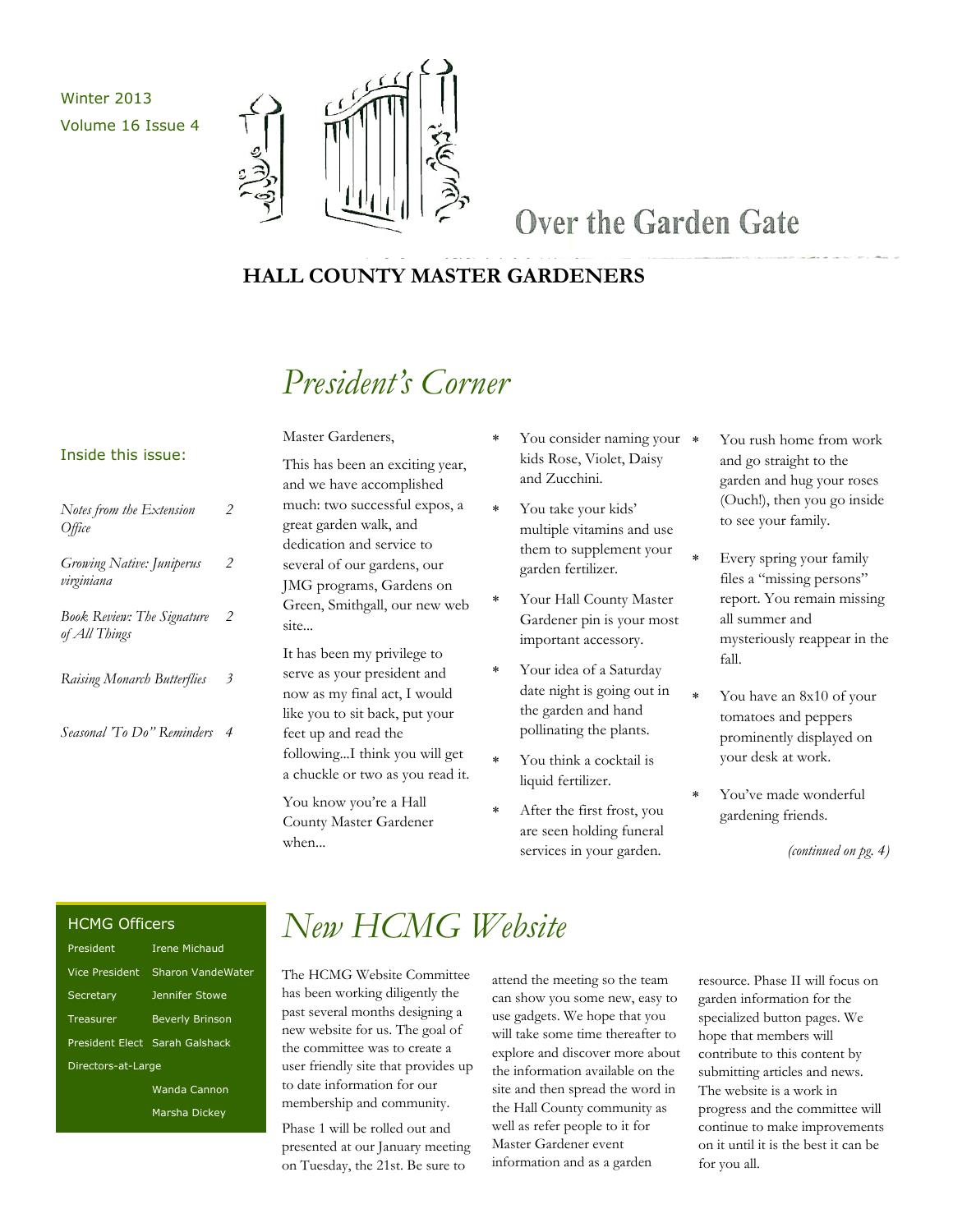Winter 2013
Volume 16 Issue 4

# Over the Garden Gate

**HALL COUNTY MASTER GARDENERS**

## Inside this issue:

| | |
|---|---|
| *Notes from the Extension Office* | 2 |
| *Growing Native: Juniperus virginiana* | 2 |
| *Book Review: The Signature of All Things* | 2 |
| *Raising Monarch Butterflies* | 3 |
| *Seasonal 'To Do" Reminders* | 4 |

## *President's Corner*

Master Gardeners,

This has been an exciting year, and we have accomplished much: two successful expos, a great garden walk, and dedication and service to several of our gardens, our JMG programs, Gardens on Green, Smithgall, our new web site...

It has been my privilege to serve as your president and now as my final act, I would like you to sit back, put your feet up and read the following...I think you will get a chuckle or two as you read it.

You know you're a Hall County Master Gardener when...

* You consider naming your kids Rose, Violet, Daisy and Zucchini.
* You take your kids' multiple vitamins and use them to supplement your garden fertilizer.
* Your Hall County Master Gardener pin is your most important accessory.
* Your idea of a Saturday date night is going out in the garden and hand pollinating the plants.
* You think a cocktail is liquid fertilizer.
* After the first frost, you are seen holding funeral services in your garden.
* You rush home from work and go straight to the garden and hug your roses (Ouch!), then you go inside to see your family.
* Every spring your family files a "missing persons" report. You remain missing all summer and mysteriously reappear in the fall.
* You have an 8x10 of your tomatoes and peppers prominently displayed on your desk at work.
* You've made wonderful gardening friends.

*(continued on pg. 4)*

## HCMG Officers

| | |
|---|---|
| President | Irene Michaud |
| Vice President | Sharon VandeWater |
| Secretary | Jennifer Stowe |
| Treasurer | Beverly Brinson |
| President Elect | Sarah Galshack |
| Directors-at-Large | |
| | Wanda Cannon |
| | Marsha Dickey |

## *New HCMG Website*

The HCMG Website Committee has been working diligently the past several months designing a new website for us. The goal of the committee was to create a user friendly site that provides up to date information for our membership and community.

Phase 1 will be rolled out and presented at our January meeting on Tuesday, the 21st. Be sure to attend the meeting so the team can show you some new, easy to use gadgets. We hope that you will take some time thereafter to explore and discover more about the information available on the site and then spread the word in the Hall County community as well as refer people to it for Master Gardener event information and as a garden resource. Phase II will focus on garden information for the specialized button pages. We hope that members will contribute to this content by submitting articles and news. The website is a work in progress and the committee will continue to make improvements on it until it is the best it can be for you all.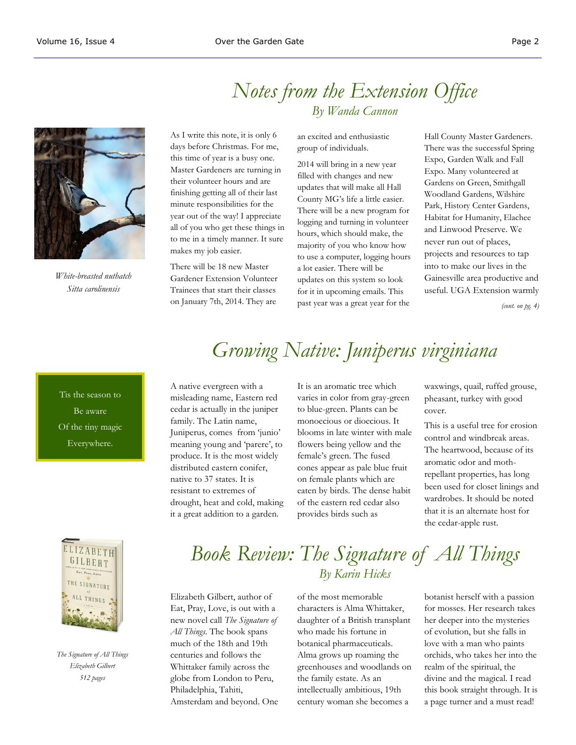# Notes from the Extension Office

*By Wanda Cannon*

*White-breasted nuthatch*
*Sitta carolinensis*

As I write this note, it is only 6 days before Christmas. For me, this time of year is a busy one. Master Gardeners are turning in their volunteer hours and are finishing getting all of their last minute responsibilities for the year out of the way! I appreciate all of you who get these things in to me in a timely manner. It sure makes my job easier.

There will be 18 new Master Gardener Extension Volunteer Trainees that start their classes on January 7th, 2014. They are an excited and enthusiastic group of individuals.

2014 will bring in a new year filled with changes and new updates that will make all Hall County MG's life a little easier. There will be a new program for logging and turning in volunteer hours, which should make, the majority of you who know how to use a computer, logging hours a lot easier. There will be updates on this system so look for it in upcoming emails. This past year was a great year for the Hall County Master Gardeners. There was the successful Spring Expo, Garden Walk and Fall Expo. Many volunteered at Gardens on Green, Smithgall Woodland Gardens, Wilshire Park, History Center Gardens, Habitat for Humanity, Elachee and Linwood Preserve. We never run out of places, projects and resources to tap into to make our lives in the Gainesville area productive and useful. UGA Extension warmly

*(cont. on pg. 4)*

# Growing Native: Juniperus virginiana

> Tis the season to
> Be aware
> Of the tiny magic
> Everywhere.

A native evergreen with a misleading name, Eastern red cedar is actually in the juniper family. The Latin name, Juniperus, comes from 'junio' meaning young and 'parere', to produce. It is the most widely distributed eastern conifer, native to 37 states. It is resistant to extremes of drought, heat and cold, making it a great addition to a garden.

It is an aromatic tree which varies in color from gray-green to blue-green. Plants can be monoecious or dioecious. It blooms in late winter with male flowers being yellow and the female's green. The fused cones appear as pale blue fruit on female plants which are eaten by birds. The dense habit of the eastern red cedar also provides birds such as waxwings, quail, ruffed grouse, pheasant, turkey with good cover.

This is a useful tree for erosion control and windbreak areas. The heartwood, because of its aromatic odor and moth-repellant properties, has long been used for closet linings and wardrobes. It should be noted that it is an alternate host for the cedar-apple rust.

# Book Review: The Signature of All Things

*By Karin Hicks*

*The Signature of All Things*
*Elizabeth Gilbert*
*512 pages*

Elizabeth Gilbert, author of Eat, Pray, Love, is out with a new novel call *The Signature of All Things*. The book spans much of the 18th and 19th centuries and follows the Whittaker family across the globe from London to Peru, Philadelphia, Tahiti, Amsterdam and beyond. One of the most memorable characters is Alma Whittaker, daughter of a British transplant who made his fortune in botanical pharmaceuticals. Alma grows up roaming the greenhouses and woodlands on the family estate. As an intellectually ambitious, 19th century woman she becomes a botanist herself with a passion for mosses. Her research takes her deeper into the mysteries of evolution, but she falls in love with a man who paints orchids, who takes her into the realm of the spiritual, the divine and the magical. I read this book straight through. It is a page turner and a must read!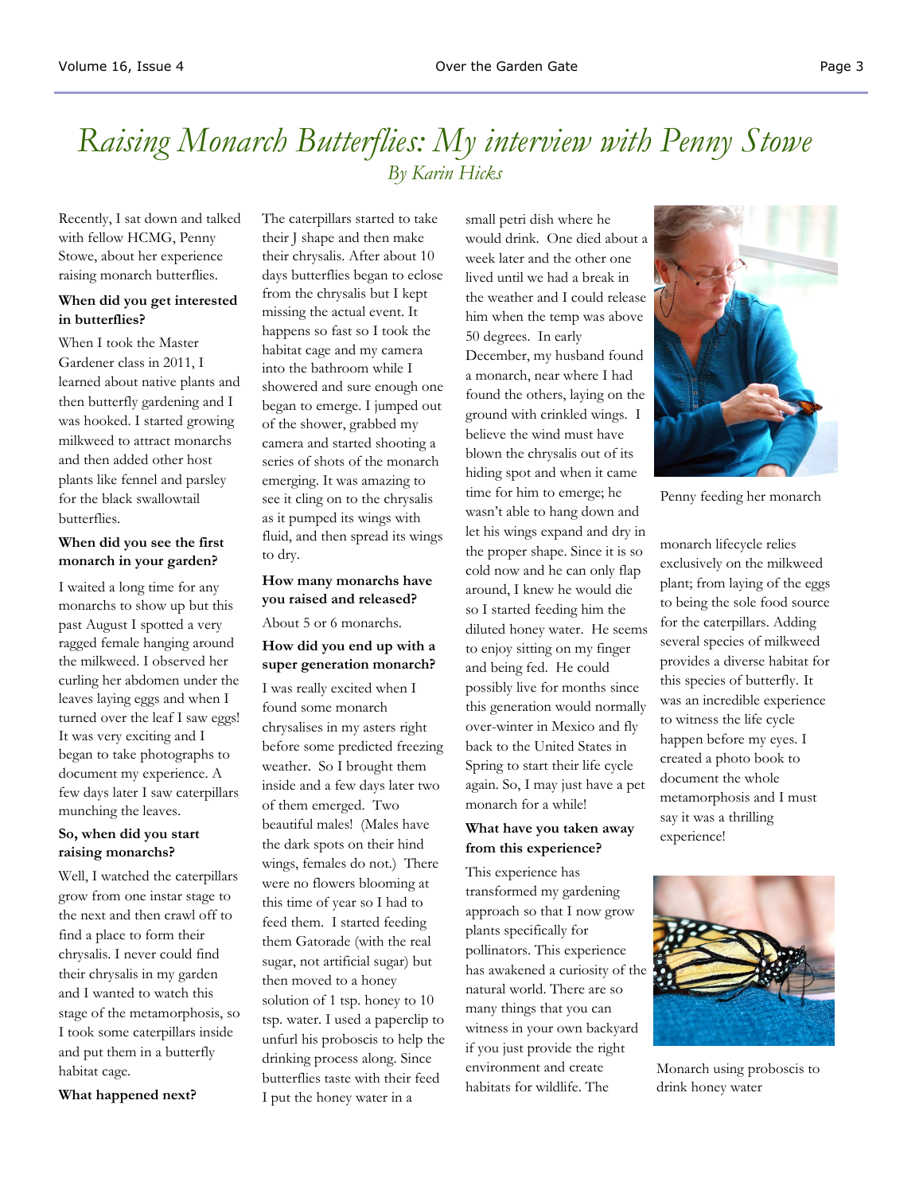# *Raising Monarch Butterflies: My interview with Penny Stowe*

*By Karin Hicks*

Recently, I sat down and talked with fellow HCMG, Penny Stowe, about her experience raising monarch butterflies.

**When did you get interested in butterflies?**

When I took the Master Gardener class in 2011, I learned about native plants and then butterfly gardening and I was hooked. I started growing milkweed to attract monarchs and then added other host plants like fennel and parsley for the black swallowtail butterflies.

**When did you see the first monarch in your garden?**

I waited a long time for any monarchs to show up but this past August I spotted a very ragged female hanging around the milkweed. I observed her curling her abdomen under the leaves laying eggs and when I turned over the leaf I saw eggs! It was very exciting and I began to take photographs to document my experience. A few days later I saw caterpillars munching the leaves.

**So, when did you start raising monarchs?**

Well, I watched the caterpillars grow from one instar stage to the next and then crawl off to find a place to form their chrysalis. I never could find their chrysalis in my garden and I wanted to watch this stage of the metamorphosis, so I took some caterpillars inside and put them in a butterfly habitat cage.

**What happened next?**

The caterpillars started to take their J shape and then make their chrysalis. After about 10 days butterflies began to eclose from the chrysalis but I kept missing the actual event. It happens so fast so I took the habitat cage and my camera into the bathroom while I showered and sure enough one began to emerge. I jumped out of the shower, grabbed my camera and started shooting a series of shots of the monarch emerging. It was amazing to see it cling on to the chrysalis as it pumped its wings with fluid, and then spread its wings to dry.

**How many monarchs have you raised and released?**

About 5 or 6 monarchs.

**How did you end up with a super generation monarch?**

I was really excited when I found some monarch chrysalises in my asters right before some predicted freezing weather. So I brought them inside and a few days later two of them emerged. Two beautiful males! (Males have the dark spots on their hind wings, females do not.) There were no flowers blooming at this time of year so I had to feed them. I started feeding them Gatorade (with the real sugar, not artificial sugar) but then moved to a honey solution of 1 tsp. honey to 10 tsp. water. I used a paperclip to unfurl his proboscis to help the drinking process along. Since butterflies taste with their feed I put the honey water in a small petri dish where he would drink. One died about a week later and the other one lived until we had a break in the weather and I could release him when the temp was above 50 degrees. In early December, my husband found a monarch, near where I had found the others, laying on the ground with crinkled wings. I believe the wind must have blown the chrysalis out of its hiding spot and when it came time for him to emerge; he wasn't able to hang down and let his wings expand and dry in the proper shape. Since it is so cold now and he can only flap around, I knew he would die so I started feeding him the diluted honey water. He seems to enjoy sitting on my finger and being fed. He could possibly live for months since this generation would normally over-winter in Mexico and fly back to the United States in Spring to start their life cycle again. So, I may just have a pet monarch for a while!

**What have you taken away from this experience?**

This experience has transformed my gardening approach so that I now grow plants specifically for pollinators. This experience has awakened a curiosity of the natural world. There are so many things that you can witness in your own backyard if you just provide the right environment and create habitats for wildlife. The monarch lifecycle relies exclusively on the milkweed plant; from laying of the eggs to being the sole food source for the caterpillars. Adding several species of milkweed provides a diverse habitat for this species of butterfly. It was an incredible experience to witness the life cycle happen before my eyes. I created a photo book to document the whole metamorphosis and I must say it was a thrilling experience!

Penny feeding her monarch

Monarch using proboscis to drink honey water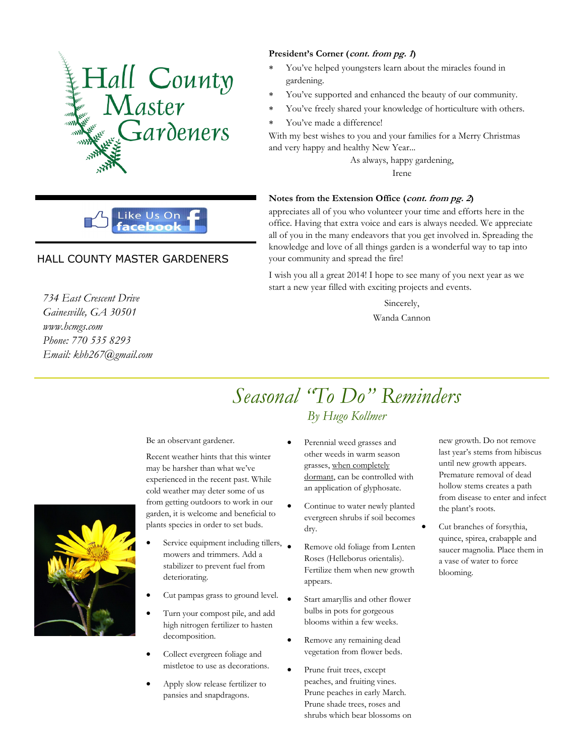Hall County Master Gardeners

### President's Corner (*cont. from pg. 1*)

- You've helped youngsters learn about the miracles found in gardening.
- You've supported and enhanced the beauty of our community.
- You've freely shared your knowledge of horticulture with others.
- You've made a difference!

With my best wishes to you and your families for a Merry Christmas and very happy and healthy New Year...

As always, happy gardening,

Irene

### Notes from the Extension Office (*cont. from pg. 2*)

appreciates all of you who volunteer your time and efforts here in the office. Having that extra voice and ears is always needed. We appreciate all of you in the many endeavors that you get involved in. Spreading the knowledge and love of all things garden is a wonderful way to tap into your community and spread the fire!

I wish you all a great 2014! I hope to see many of you next year as we start a new year filled with exciting projects and events.

Sincerely,

Wanda Cannon

Like Us On facebook

HALL COUNTY MASTER GARDENERS

*734 East Crescent Drive*
*Gainesville, GA 30501*
*www.hcmgs.com*
*Phone: 770 535 8293*
*Email: kbh267@gmail.com*

# *Seasonal "To Do" Reminders*

*By Hugo Kollmer*

Be an observant gardener.

Recent weather hints that this winter may be harsher than what we've experienced in the recent past. While cold weather may deter some of us from getting outdoors to work in our garden, it is welcome and beneficial to plants species in order to set buds.

- Service equipment including tillers, mowers and trimmers. Add a stabilizer to prevent fuel from deteriorating.
- Cut pampas grass to ground level.
- Turn your compost pile, and add high nitrogen fertilizer to hasten decomposition.
- Collect evergreen foliage and mistletoe to use as decorations.
- Apply slow release fertilizer to pansies and snapdragons.
- Perennial weed grasses and other weeds in warm season grasses, <u>when completely dormant</u>, can be controlled with an application of glyphosate.
- Continue to water newly planted evergreen shrubs if soil becomes dry.
- Remove old foliage from Lenten Roses (Helleborus orientalis). Fertilize them when new growth appears.
- Start amaryllis and other flower bulbs in pots for gorgeous blooms within a few weeks.
- Remove any remaining dead vegetation from flower beds.
- Prune fruit trees, except peaches, and fruiting vines. Prune peaches in early March. Prune shade trees, roses and shrubs which bear blossoms on new growth. Do not remove last year's stems from hibiscus until new growth appears. Premature removal of dead hollow stems creates a path from disease to enter and infect the plant's roots.
- Cut branches of forsythia, quince, spirea, crabapple and saucer magnolia. Place them in a vase of water to force blooming.